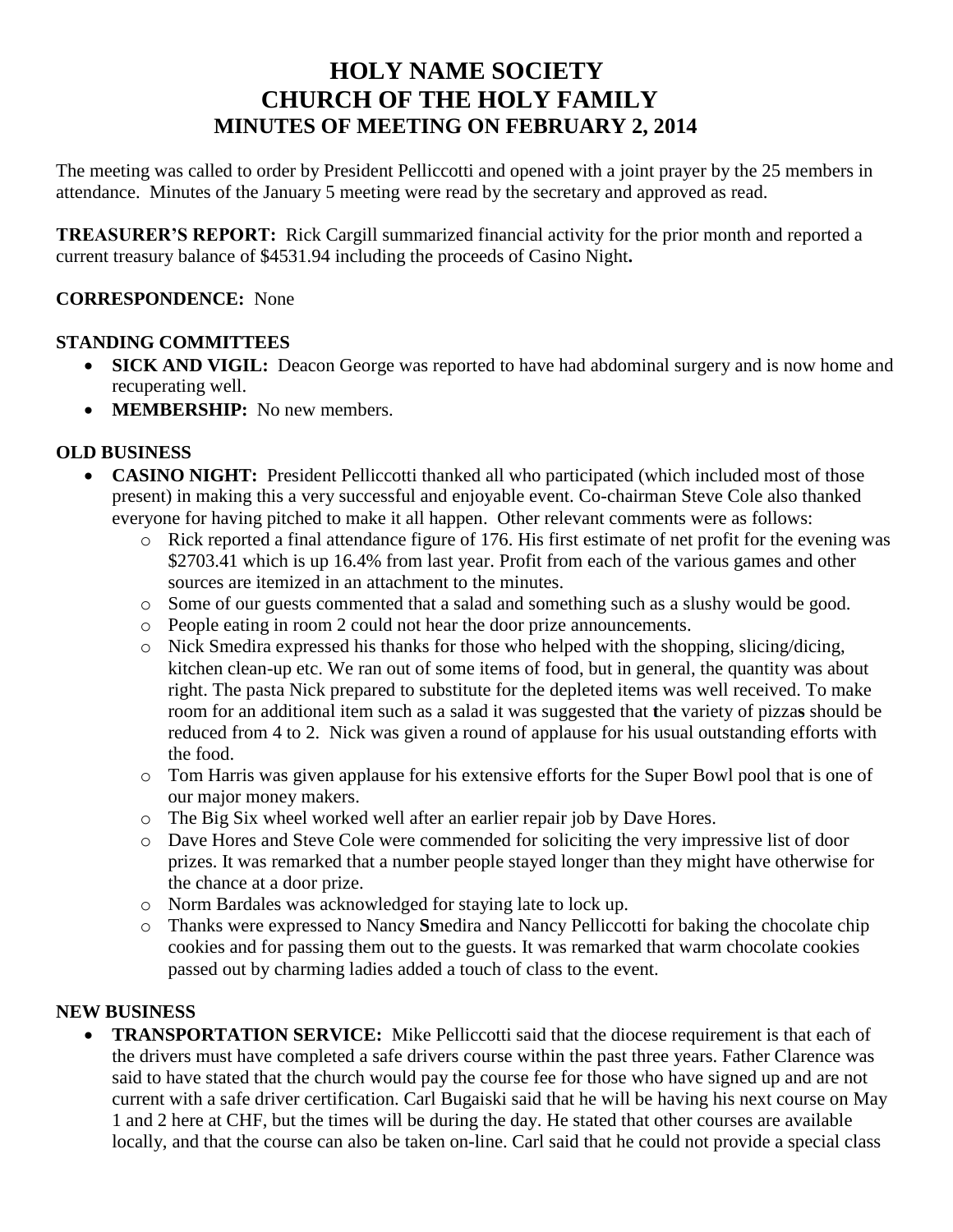# HOLY NAME SOCIETY
# CHURCH OF THE HOLY FAMILY
## MINUTES OF MEETING ON FEBRUARY 2, 2014

The meeting was called to order by President Pelliccotti and opened with a joint prayer by the 25 members in attendance. Minutes of the January 5 meeting were read by the secretary and approved as read.

**TREASURER'S REPORT:** Rick Cargill summarized financial activity for the prior month and reported a current treasury balance of $4531.94 including the proceeds of Casino Night**.**

**CORRESPONDENCE:** None

**STANDING COMMITTEES**

- **SICK AND VIGIL:** Deacon George was reported to have had abdominal surgery and is now home and recuperating well.
- **MEMBERSHIP:** No new members.

**OLD BUSINESS**

- **CASINO NIGHT:** President Pelliccotti thanked all who participated (which included most of those present) in making this a very successful and enjoyable event. Co-chairman Steve Cole also thanked everyone for having pitched to make it all happen. Other relevant comments were as follows:
  - Rick reported a final attendance figure of 176. His first estimate of net profit for the evening was $2703.41 which is up 16.4% from last year. Profit from each of the various games and other sources are itemized in an attachment to the minutes.
  - Some of our guests commented that a salad and something such as a slushy would be good.
  - People eating in room 2 could not hear the door prize announcements.
  - Nick Smedira expressed his thanks for those who helped with the shopping, slicing/dicing, kitchen clean-up etc. We ran out of some items of food, but in general, the quantity was about right. The pasta Nick prepared to substitute for the depleted items was well received. To make room for an additional item such as a salad it was suggested that **t**he variety of pizza**s** should be reduced from 4 to 2. Nick was given a round of applause for his usual outstanding efforts with the food.
  - Tom Harris was given applause for his extensive efforts for the Super Bowl pool that is one of our major money makers.
  - The Big Six wheel worked well after an earlier repair job by Dave Hores.
  - Dave Hores and Steve Cole were commended for soliciting the very impressive list of door prizes. It was remarked that a number people stayed longer than they might have otherwise for the chance at a door prize.
  - Norm Bardales was acknowledged for staying late to lock up.
  - Thanks were expressed to Nancy **S**medira and Nancy Pelliccotti for baking the chocolate chip cookies and for passing them out to the guests. It was remarked that warm chocolate cookies passed out by charming ladies added a touch of class to the event.

**NEW BUSINESS**

- **TRANSPORTATION SERVICE:** Mike Pelliccotti said that the diocese requirement is that each of the drivers must have completed a safe drivers course within the past three years. Father Clarence was said to have stated that the church would pay the course fee for those who have signed up and are not current with a safe driver certification. Carl Bugaiski said that he will be having his next course on May 1 and 2 here at CHF, but the times will be during the day. He stated that other courses are available locally, and that the course can also be taken on-line. Carl said that he could not provide a special class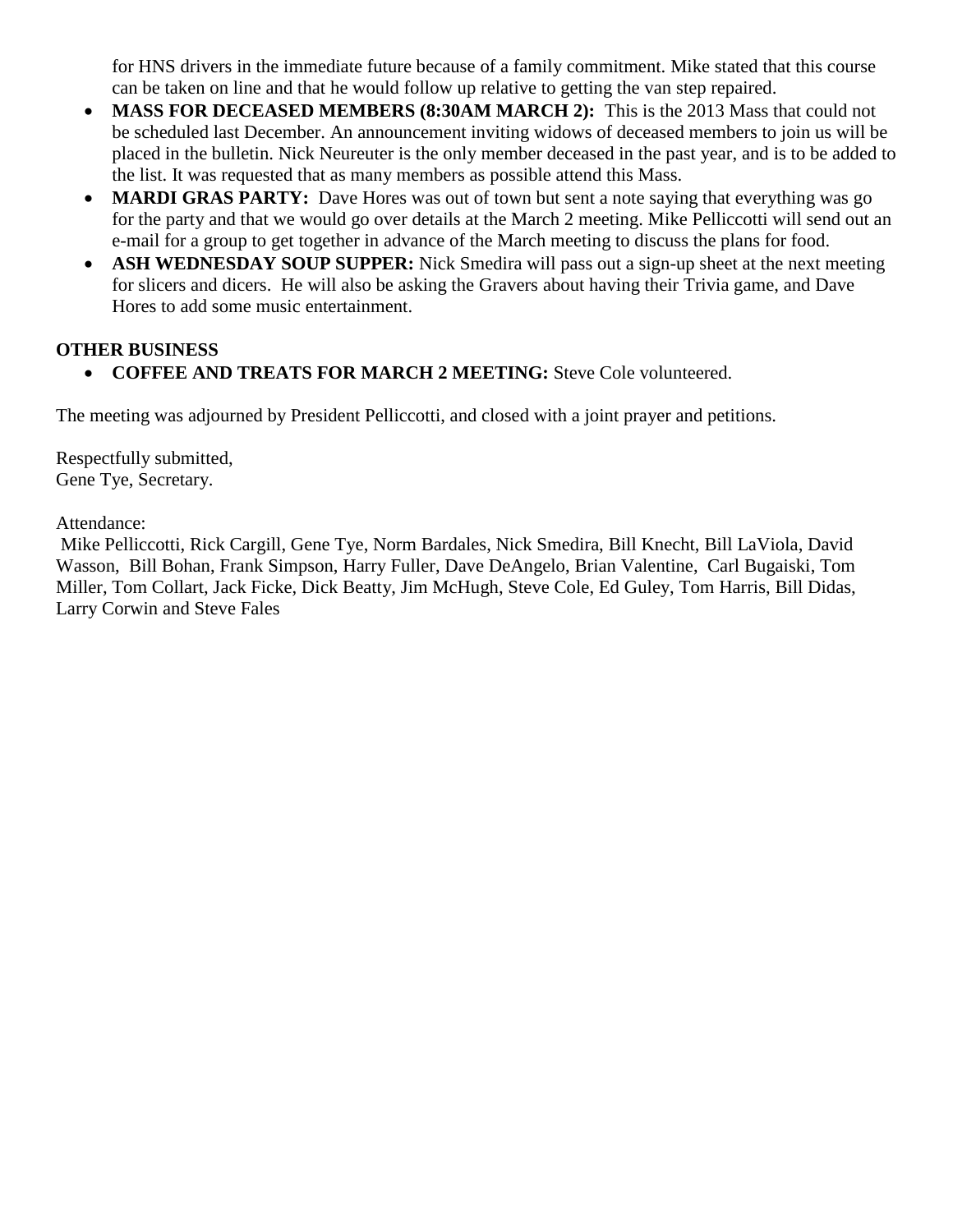for HNS drivers in the immediate future because of a family commitment. Mike stated that this course can be taken on line and that he would follow up relative to getting the van step repaired.

- **MASS FOR DECEASED MEMBERS (8:30AM MARCH 2):** This is the 2013 Mass that could not be scheduled last December. An announcement inviting widows of deceased members to join us will be placed in the bulletin. Nick Neureuter is the only member deceased in the past year, and is to be added to the list. It was requested that as many members as possible attend this Mass.
- **MARDI GRAS PARTY:** Dave Hores was out of town but sent a note saying that everything was go for the party and that we would go over details at the March 2 meeting. Mike Pelliccotti will send out an e-mail for a group to get together in advance of the March meeting to discuss the plans for food.
- **ASH WEDNESDAY SOUP SUPPER:** Nick Smedira will pass out a sign-up sheet at the next meeting for slicers and dicers. He will also be asking the Gravers about having their Trivia game, and Dave Hores to add some music entertainment.

**OTHER BUSINESS**

- **COFFEE AND TREATS FOR MARCH 2 MEETING:** Steve Cole volunteered.

The meeting was adjourned by President Pelliccotti, and closed with a joint prayer and petitions.

Respectfully submitted,
Gene Tye, Secretary.

Attendance:
Mike Pelliccotti, Rick Cargill, Gene Tye, Norm Bardales, Nick Smedira, Bill Knecht, Bill LaViola, David Wasson, Bill Bohan, Frank Simpson, Harry Fuller, Dave DeAngelo, Brian Valentine, Carl Bugaiski, Tom Miller, Tom Collart, Jack Ficke, Dick Beatty, Jim McHugh, Steve Cole, Ed Guley, Tom Harris, Bill Didas, Larry Corwin and Steve Fales